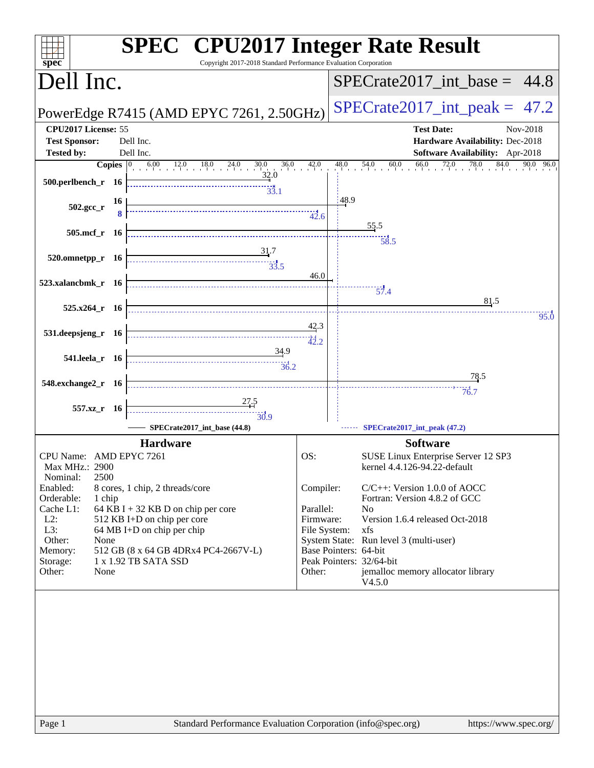# SPEC CPU2017 Integer Rate Result

Copyright 2017-2018 Standard Performance Evaluation Corporation

## Dell Inc.

PowerEdge R7415 (AMD EPYC 7261, 2.50GHz)

SPECrate2017_int_base = 44.8

SPECrate2017_int_peak = 47.2

**CPU2017 License:** 55
**Test Sponsor:** Dell Inc.
**Tested by:** Dell Inc.

**Test Date:** Nov-2018
**Hardware Availability:** Dec-2018
**Software Availability:** Apr-2018

| Benchmark | Copies | Base | Peak |
|---|---|---|---|
| 500.perlbench_r | 16 | 32.0 | 33.1 |
| 502.gcc_r | 16 (base) / 8 (peak) | 48.9 | 42.6 |
| 505.mcf_r | 16 | 55.5 | 58.5 |
| 520.omnetpp_r | 16 | 31.7 | 33.5 |
| 523.xalancbmk_r | 16 | 46.0 | 57.4 |
| 525.x264_r | 16 | 81.5 | 95.0 |
| 531.deepsjeng_r | 16 | 42.3 | 42.2 |
| 541.leela_r | 16 | 34.9 | 36.2 |
| 548.exchange2_r | 16 | 78.5 | 76.7 |
| 557.xz_r | 16 | 27.5 | 30.9 |

SPECrate2017_int_base (44.8) — SPECrate2017_int_peak (47.2)

## Hardware

| | |
|---|---|
| CPU Name: | AMD EPYC 7261 |
| Max MHz.: | 2900 |
| Nominal: | 2500 |
| Enabled: | 8 cores, 1 chip, 2 threads/core |
| Orderable: | 1 chip |
| Cache L1: | 64 KB I + 32 KB D on chip per core |
| L2: | 512 KB I+D on chip per core |
| L3: | 64 MB I+D on chip per chip |
| Other: | None |
| Memory: | 512 GB (8 x 64 GB 4DRx4 PC4-2667V-L) |
| Storage: | 1 x 1.92 TB SATA SSD |
| Other: | None |

## Software

| | |
|---|---|
| OS: | SUSE Linux Enterprise Server 12 SP3 kernel 4.4.126-94.22-default |
| Compiler: | C/C++: Version 1.0.0 of AOCC Fortran: Version 4.8.2 of GCC |
| Parallel: | No |
| Firmware: | Version 1.6.4 released Oct-2018 |
| File System: | xfs |
| System State: | Run level 3 (multi-user) |
| Base Pointers: | 64-bit |
| Peak Pointers: | 32/64-bit |
| Other: | jemalloc memory allocator library V4.5.0 |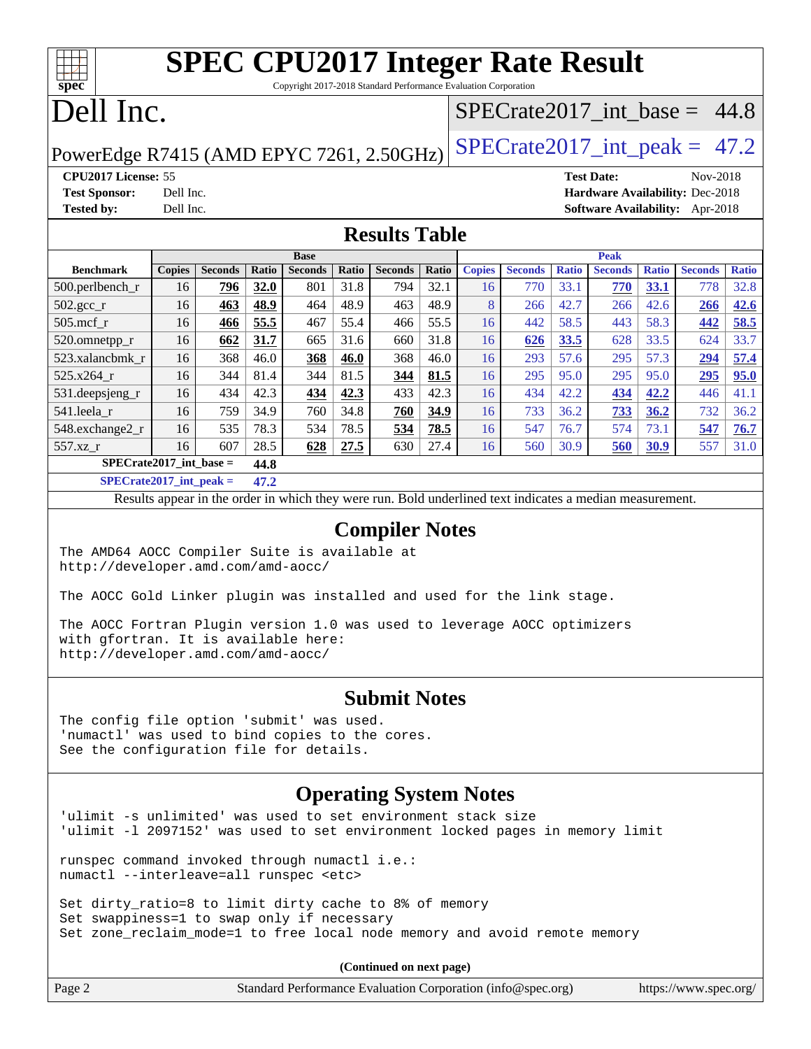# SPEC CPU2017 Integer Rate Result

Copyright 2017-2018 Standard Performance Evaluation Corporation

## Dell Inc.

PowerEdge R7415 (AMD EPYC 7261, 2.50GHz)

SPECrate2017_int_base = 44.8

SPECrate2017_int_peak = 47.2

**CPU2017 License:** 55
**Test Sponsor:** Dell Inc.
**Tested by:** Dell Inc.

**Test Date:** Nov-2018
**Hardware Availability:** Dec-2018
**Software Availability:** Apr-2018

## Results Table

| | Base | | | | | | | Peak | | | | | | |
|---|---|---|---|---|---|---|---|---|---|---|---|---|---|---|
| **Benchmark** | **Copies** | **Seconds** | **Ratio** | **Seconds** | **Ratio** | **Seconds** | **Ratio** | **Copies** | **Seconds** | **Ratio** | **Seconds** | **Ratio** | **Seconds** | **Ratio** |
| 500.perlbench_r | 16 | **796** | **32.0** | 801 | 31.8 | 794 | 32.1 | 16 | 770 | 33.1 | **770** | **33.1** | 778 | 32.8 |
| 502.gcc_r | 16 | **463** | **48.9** | 464 | 48.9 | 463 | 48.9 | 8 | 266 | 42.7 | 266 | 42.6 | **266** | **42.6** |
| 505.mcf_r | 16 | **466** | **55.5** | 467 | 55.4 | 466 | 55.5 | 16 | 442 | 58.5 | 443 | 58.3 | **442** | **58.5** |
| 520.omnetpp_r | 16 | **662** | **31.7** | 665 | 31.6 | 660 | 31.8 | 16 | **626** | **33.5** | 628 | 33.5 | 624 | 33.7 |
| 523.xalancbmk_r | 16 | 368 | 46.0 | **368** | **46.0** | 368 | 46.0 | 16 | 293 | 57.6 | 295 | 57.3 | **294** | **57.4** |
| 525.x264_r | 16 | 344 | 81.4 | 344 | 81.5 | **344** | **81.5** | 16 | 295 | 95.0 | 295 | 95.0 | **295** | **95.0** |
| 531.deepsjeng_r | 16 | 434 | 42.3 | **434** | **42.3** | 433 | 42.3 | 16 | 434 | 42.2 | **434** | **42.2** | 446 | 41.1 |
| 541.leela_r | 16 | 759 | 34.9 | 760 | 34.8 | **760** | **34.9** | 16 | 733 | 36.2 | **733** | **36.2** | 732 | 36.2 |
| 548.exchange2_r | 16 | 535 | 78.3 | 534 | 78.5 | **534** | **78.5** | 16 | 547 | 76.7 | 574 | 73.1 | **547** | **76.7** |
| 557.xz_r | 16 | 607 | 28.5 | **628** | **27.5** | 630 | 27.4 | 16 | 560 | 30.9 | **560** | **30.9** | 557 | 31.0 |

**SPECrate2017_int_base = 44.8**

**SPECrate2017_int_peak = 47.2**

Results appear in the order in which they were run. Bold underlined text indicates a median measurement.

## Compiler Notes

```
The AMD64 AOCC Compiler Suite is available at
http://developer.amd.com/amd-aocc/

The AOCC Gold Linker plugin was installed and used for the link stage.

The AOCC Fortran Plugin version 1.0 was used to leverage AOCC optimizers
with gfortran. It is available here:
http://developer.amd.com/amd-aocc/
```

## Submit Notes

```
The config file option 'submit' was used.
'numactl' was used to bind copies to the cores.
See the configuration file for details.
```

## Operating System Notes

```
'ulimit -s unlimited' was used to set environment stack size
'ulimit -l 2097152' was used to set environment locked pages in memory limit

runspec command invoked through numactl i.e.:
numactl --interleave=all runspec <etc>

Set dirty_ratio=8 to limit dirty cache to 8% of memory
Set swappiness=1 to swap only if necessary
Set zone_reclaim_mode=1 to free local node memory and avoid remote memory
```

(Continued on next page)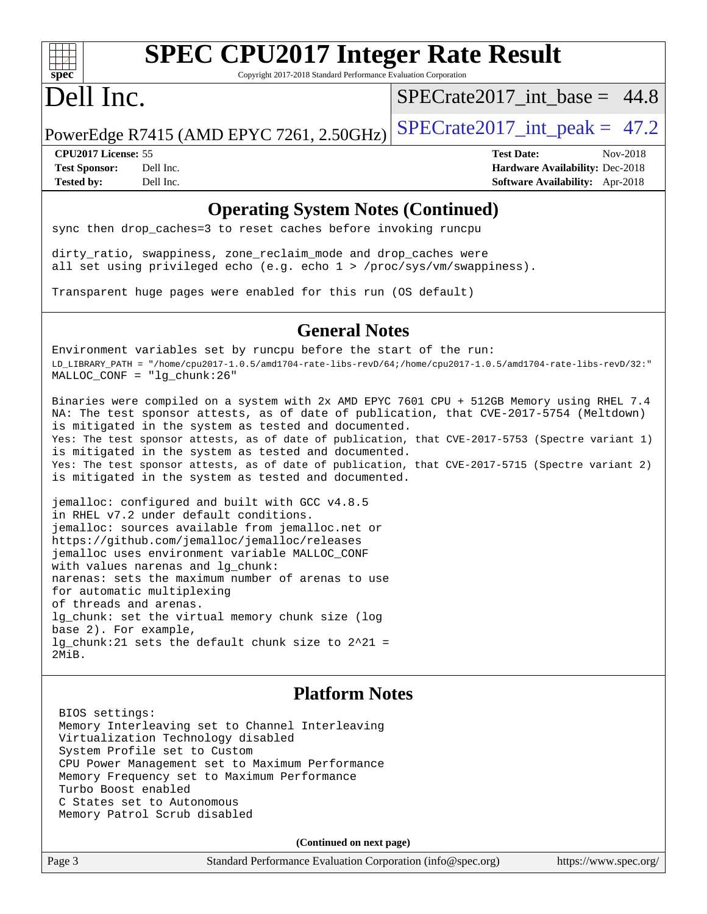## Operating System Notes (Continued)

```
sync then drop_caches=3 to reset caches before invoking runcpu

dirty_ratio, swappiness, zone_reclaim_mode and drop_caches were
all set using privileged echo (e.g. echo 1 > /proc/sys/vm/swappiness).

Transparent huge pages were enabled for this run (OS default)
```

## General Notes

```
Environment variables set by runcpu before the start of the run:
LD_LIBRARY_PATH = "/home/cpu2017-1.0.5/amd1704-rate-libs-revD/64;/home/cpu2017-1.0.5/amd1704-rate-libs-revD/32:"
MALLOC_CONF = "lg_chunk:26"

Binaries were compiled on a system with 2x AMD EPYC 7601 CPU + 512GB Memory using RHEL 7.4
NA: The test sponsor attests, as of date of publication, that CVE-2017-5754 (Meltdown)
is mitigated in the system as tested and documented.
Yes: The test sponsor attests, as of date of publication, that CVE-2017-5753 (Spectre variant 1)
is mitigated in the system as tested and documented.
Yes: The test sponsor attests, as of date of publication, that CVE-2017-5715 (Spectre variant 2)
is mitigated in the system as tested and documented.

jemalloc: configured and built with GCC v4.8.5
in RHEL v7.2 under default conditions.
jemalloc: sources available from jemalloc.net or
https://github.com/jemalloc/jemalloc/releases
jemalloc uses environment variable MALLOC_CONF
with values narenas and lg_chunk:
narenas: sets the maximum number of arenas to use
for automatic multiplexing
of threads and arenas.
lg_chunk: set the virtual memory chunk size (log
base 2). For example,
lg_chunk:21 sets the default chunk size to 2^21 =
2MiB.
```

## Platform Notes

```
BIOS settings:
Memory Interleaving set to Channel Interleaving
Virtualization Technology disabled
System Profile set to Custom
CPU Power Management set to Maximum Performance
Memory Frequency set to Maximum Performance
Turbo Boost enabled
C States set to Autonomous
Memory Patrol Scrub disabled
```

**(Continued on next page)**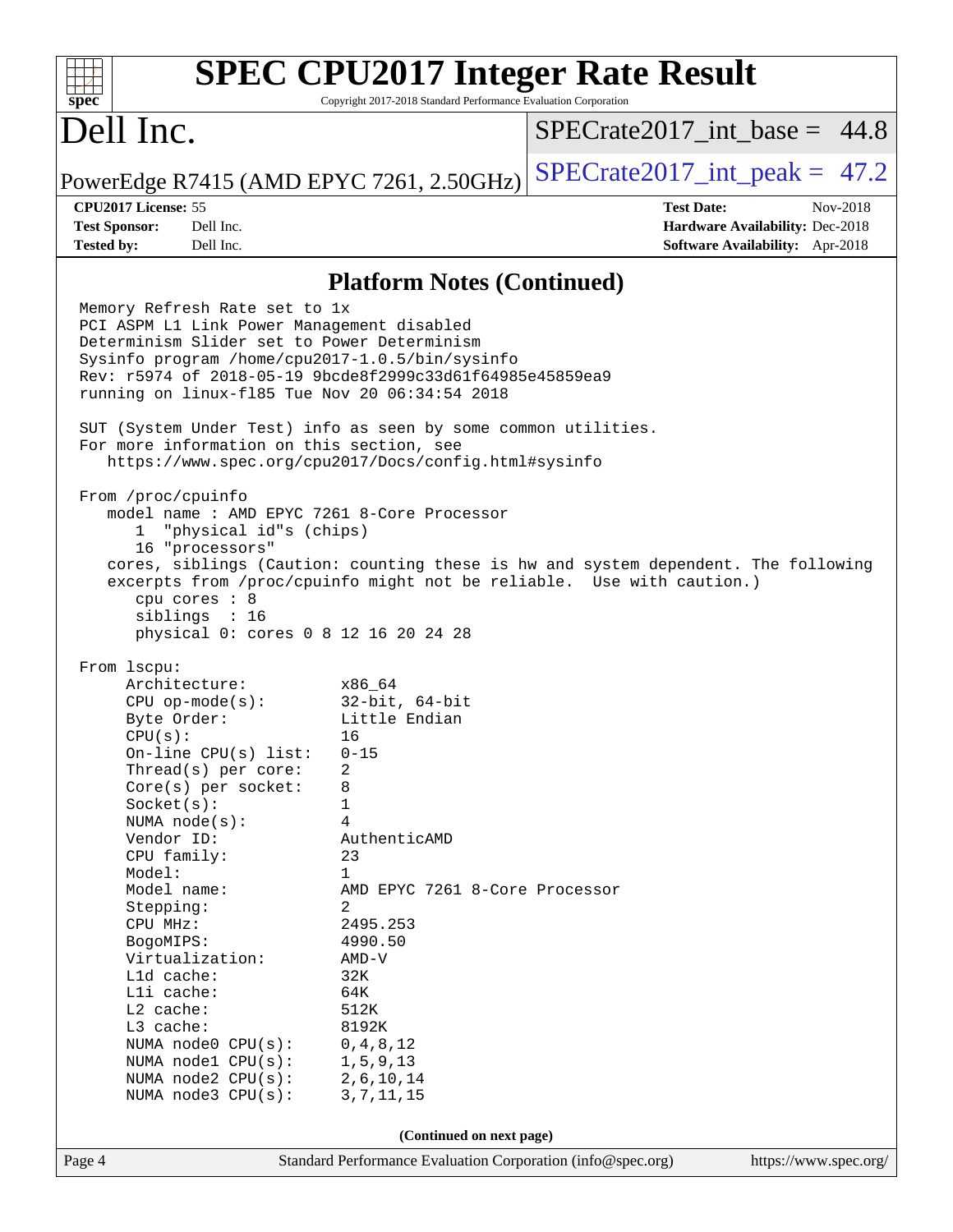# SPEC CPU2017 Integer Rate Result

Copyright 2017-2018 Standard Performance Evaluation Corporation

# Dell Inc.

PowerEdge R7415 (AMD EPYC 7261, 2.50GHz)

SPECrate2017_int_base = 44.8

SPECrate2017_int_peak = 47.2

**CPU2017 License:** 55
**Test Sponsor:** Dell Inc.
**Tested by:** Dell Inc.

**Test Date:** Nov-2018
**Hardware Availability:** Dec-2018
**Software Availability:** Apr-2018

## Platform Notes (Continued)

```
Memory Refresh Rate set to 1x
PCI ASPM L1 Link Power Management disabled
Determinism Slider set to Power Determinism
Sysinfo program /home/cpu2017-1.0.5/bin/sysinfo
Rev: r5974 of 2018-05-19 9bcde8f2999c33d61f64985e45859ea9
running on linux-fl85 Tue Nov 20 06:34:54 2018

SUT (System Under Test) info as seen by some common utilities.
For more information on this section, see
   https://www.spec.org/cpu2017/Docs/config.html#sysinfo

From /proc/cpuinfo
   model name : AMD EPYC 7261 8-Core Processor
      1  "physical id"s (chips)
      16 "processors"
   cores, siblings (Caution: counting these is hw and system dependent. The following
   excerpts from /proc/cpuinfo might not be reliable.  Use with caution.)
      cpu cores : 8
      siblings  : 16
      physical 0: cores 0 8 12 16 20 24 28

From lscpu:
     Architecture:          x86_64
     CPU op-mode(s):        32-bit, 64-bit
     Byte Order:            Little Endian
     CPU(s):                16
     On-line CPU(s) list:   0-15
     Thread(s) per core:    2
     Core(s) per socket:    8
     Socket(s):             1
     NUMA node(s):          4
     Vendor ID:             AuthenticAMD
     CPU family:            23
     Model:                 1
     Model name:            AMD EPYC 7261 8-Core Processor
     Stepping:              2
     CPU MHz:               2495.253
     BogoMIPS:              4990.50
     Virtualization:        AMD-V
     L1d cache:             32K
     L1i cache:             64K
     L2 cache:              512K
     L3 cache:              8192K
     NUMA node0 CPU(s):     0,4,8,12
     NUMA node1 CPU(s):     1,5,9,13
     NUMA node2 CPU(s):     2,6,10,14
     NUMA node3 CPU(s):     3,7,11,15
```

**(Continued on next page)**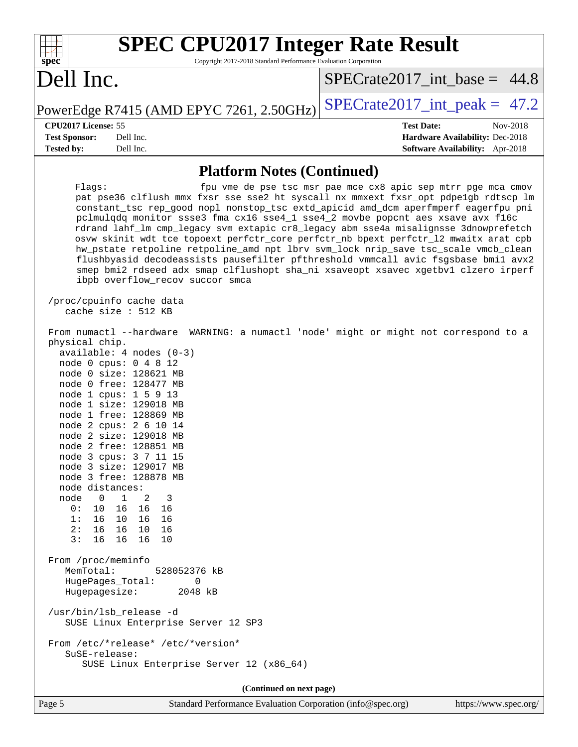## Platform Notes (Continued)

```
      Flags:                 fpu vme de pse tsc msr pae mce cx8 apic sep mtrr pge mca cmov
      pat pse36 clflush mmx fxsr sse sse2 ht syscall nx mmxext fxsr_opt pdpe1gb rdtscp lm
      constant_tsc rep_good nopl nonstop_tsc extd_apicid amd_dcm aperfmperf eagerfpu pni
      pclmulqdq monitor ssse3 fma cx16 sse4_1 sse4_2 movbe popcnt aes xsave avx f16c
      rdrand lahf_lm cmp_legacy svm extapic cr8_legacy abm sse4a misalignsse 3dnowprefetch
      osvw skinit wdt tce topoext perfctr_core perfctr_nb bpext perfctr_l2 mwaitx arat cpb
      hw_pstate retpoline retpoline_amd npt lbrv svm_lock nrip_save tsc_scale vmcb_clean
      flushbyasid decodeassists pausefilter pfthreshold vmmcall avic fsgsbase bmi1 avx2
      smep bmi2 rdseed adx smap clflushopt sha_ni xsaveopt xsavec xgetbv1 clzero irperf
      ibpb overflow_recov succor smca

 /proc/cpuinfo cache data
    cache size : 512 KB

 From numactl --hardware  WARNING: a numactl 'node' might or might not correspond to a
 physical chip.
   available: 4 nodes (0-3)
   node 0 cpus: 0 4 8 12
   node 0 size: 128621 MB
   node 0 free: 128477 MB
   node 1 cpus: 1 5 9 13
   node 1 size: 129018 MB
   node 1 free: 128869 MB
   node 2 cpus: 2 6 10 14
   node 2 size: 129018 MB
   node 2 free: 128851 MB
   node 3 cpus: 3 7 11 15
   node 3 size: 129017 MB
   node 3 free: 128878 MB
   node distances:
   node   0   1   2   3
     0:  10  16  16  16
     1:  16  10  16  16
     2:  16  16  10  16
     3:  16  16  16  10

 From /proc/meminfo
    MemTotal:       528052376 kB
    HugePages_Total:       0
    Hugepagesize:       2048 kB

 /usr/bin/lsb_release -d
    SUSE Linux Enterprise Server 12 SP3

 From /etc/*release* /etc/*version*
    SuSE-release:
       SUSE Linux Enterprise Server 12 (x86_64)
```

**(Continued on next page)**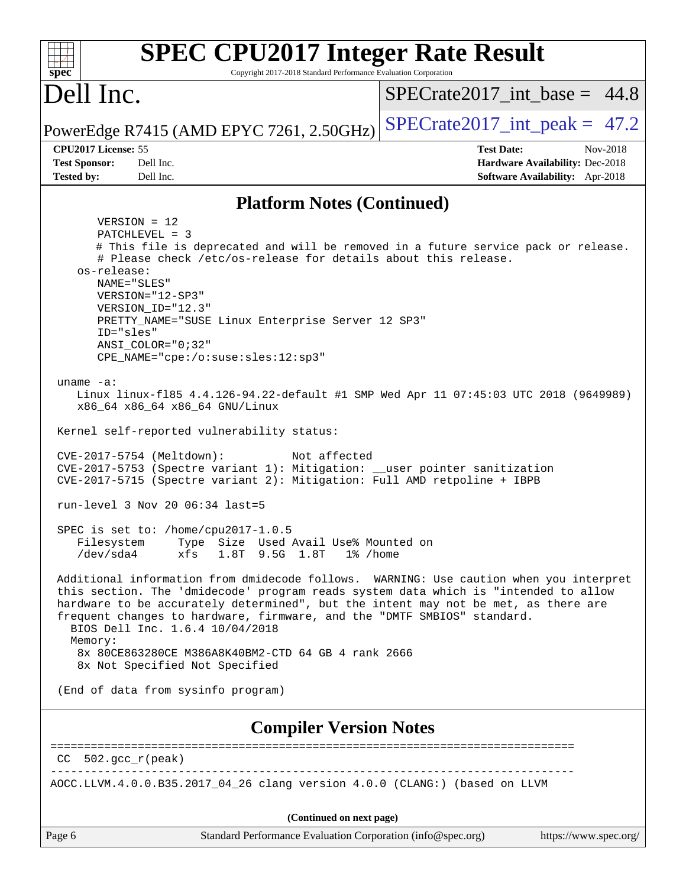# SPEC CPU2017 Integer Rate Result

Copyright 2017-2018 Standard Performance Evaluation Corporation

# Dell Inc.

PowerEdge R7415 (AMD EPYC 7261, 2.50GHz)

SPECrate2017_int_base = 44.8

SPECrate2017_int_peak = 47.2

**CPU2017 License:** 55
**Test Sponsor:** Dell Inc.
**Tested by:** Dell Inc.

**Test Date:** Nov-2018
**Hardware Availability:** Dec-2018
**Software Availability:** Apr-2018

## Platform Notes (Continued)

```
      VERSION = 12
      PATCHLEVEL = 3
      # This file is deprecated and will be removed in a future service pack or release.
      # Please check /etc/os-release for details about this release.
   os-release:
      NAME="SLES"
      VERSION="12-SP3"
      VERSION_ID="12.3"
      PRETTY_NAME="SUSE Linux Enterprise Server 12 SP3"
      ID="sles"
      ANSI_COLOR="0;32"
      CPE_NAME="cpe:/o:suse:sles:12:sp3"

uname -a:
   Linux linux-fl85 4.4.126-94.22-default #1 SMP Wed Apr 11 07:45:03 UTC 2018 (9649989)
   x86_64 x86_64 x86_64 GNU/Linux

Kernel self-reported vulnerability status:

CVE-2017-5754 (Meltdown):          Not affected
CVE-2017-5753 (Spectre variant 1): Mitigation: __user pointer sanitization
CVE-2017-5715 (Spectre variant 2): Mitigation: Full AMD retpoline + IBPB

run-level 3 Nov 20 06:34 last=5

SPEC is set to: /home/cpu2017-1.0.5
   Filesystem     Type  Size  Used Avail Use% Mounted on
   /dev/sda4      xfs   1.8T  9.5G  1.8T   1% /home

Additional information from dmidecode follows.  WARNING: Use caution when you interpret
this section. The 'dmidecode' program reads system data which is "intended to allow
hardware to be accurately determined", but the intent may not be met, as there are
frequent changes to hardware, firmware, and the "DMTF SMBIOS" standard.
  BIOS Dell Inc. 1.6.4 10/04/2018
  Memory:
   8x 80CE863280CE M386A8K40BM2-CTD 64 GB 4 rank 2666
   8x Not Specified Not Specified

(End of data from sysinfo program)
```

## Compiler Version Notes

```
==============================================================================
CC  502.gcc_r(peak)
------------------------------------------------------------------------------
AOCC.LLVM.4.0.0.B35.2017_04_26 clang version 4.0.0 (CLANG:) (based on LLVM
```

(Continued on next page)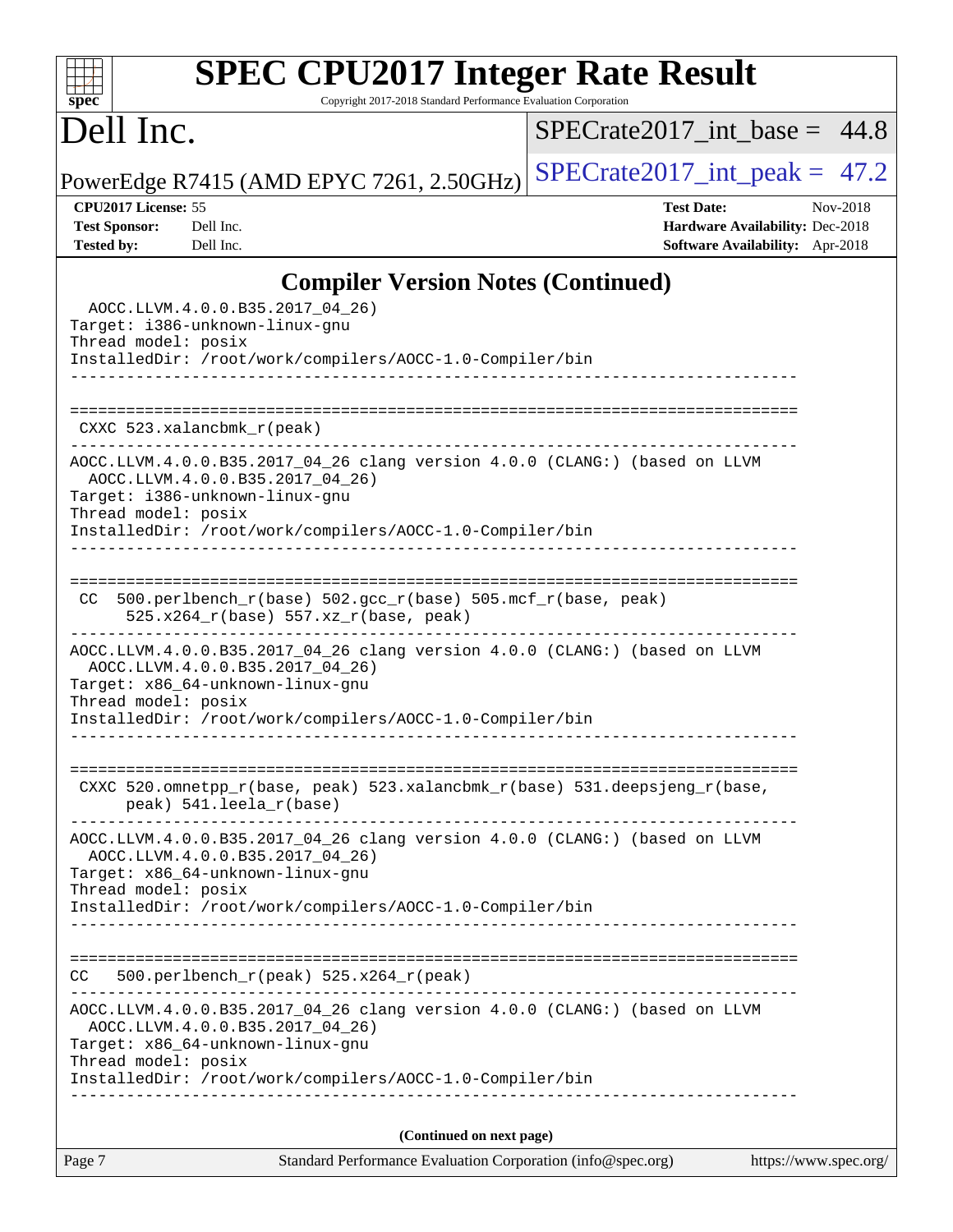## Compiler Version Notes (Continued)

```
  AOCC.LLVM.4.0.0.B35.2017_04_26)
Target: i386-unknown-linux-gnu
Thread model: posix
InstalledDir: /root/work/compilers/AOCC-1.0-Compiler/bin
------------------------------------------------------------------------------

==============================================================================
 CXXC 523.xalancbmk_r(peak)
------------------------------------------------------------------------------
AOCC.LLVM.4.0.0.B35.2017_04_26 clang version 4.0.0 (CLANG:) (based on LLVM
  AOCC.LLVM.4.0.0.B35.2017_04_26)
Target: i386-unknown-linux-gnu
Thread model: posix
InstalledDir: /root/work/compilers/AOCC-1.0-Compiler/bin
------------------------------------------------------------------------------

==============================================================================
 CC  500.perlbench_r(base) 502.gcc_r(base) 505.mcf_r(base, peak)
      525.x264_r(base) 557.xz_r(base, peak)
------------------------------------------------------------------------------
AOCC.LLVM.4.0.0.B35.2017_04_26 clang version 4.0.0 (CLANG:) (based on LLVM
  AOCC.LLVM.4.0.0.B35.2017_04_26)
Target: x86_64-unknown-linux-gnu
Thread model: posix
InstalledDir: /root/work/compilers/AOCC-1.0-Compiler/bin
------------------------------------------------------------------------------

==============================================================================
 CXXC 520.omnetpp_r(base, peak) 523.xalancbmk_r(base) 531.deepsjeng_r(base,
      peak) 541.leela_r(base)
------------------------------------------------------------------------------
AOCC.LLVM.4.0.0.B35.2017_04_26 clang version 4.0.0 (CLANG:) (based on LLVM
  AOCC.LLVM.4.0.0.B35.2017_04_26)
Target: x86_64-unknown-linux-gnu
Thread model: posix
InstalledDir: /root/work/compilers/AOCC-1.0-Compiler/bin
------------------------------------------------------------------------------

==============================================================================
CC   500.perlbench_r(peak) 525.x264_r(peak)
------------------------------------------------------------------------------
AOCC.LLVM.4.0.0.B35.2017_04_26 clang version 4.0.0 (CLANG:) (based on LLVM
  AOCC.LLVM.4.0.0.B35.2017_04_26)
Target: x86_64-unknown-linux-gnu
Thread model: posix
InstalledDir: /root/work/compilers/AOCC-1.0-Compiler/bin
------------------------------------------------------------------------------
```

**(Continued on next page)**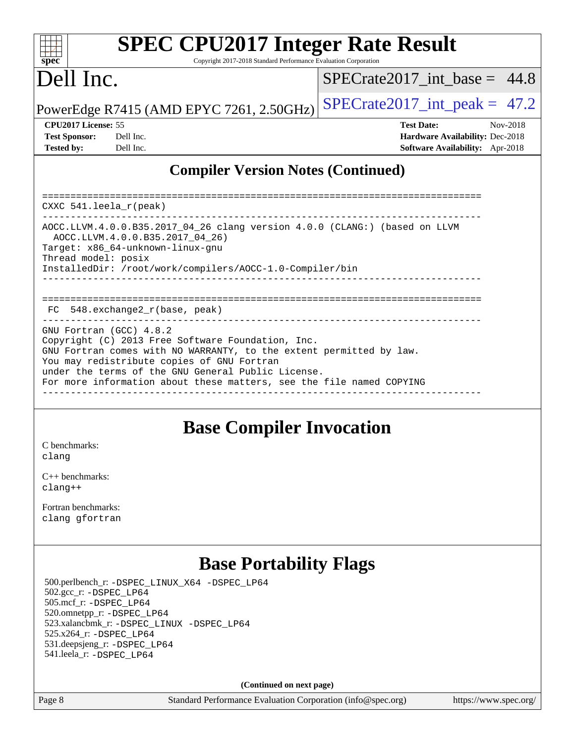## Compiler Version Notes (Continued)

```
==============================================================================
CXXC 541.leela_r(peak)
------------------------------------------------------------------------------
AOCC.LLVM.4.0.0.B35.2017_04_26 clang version 4.0.0 (CLANG:) (based on LLVM
  AOCC.LLVM.4.0.0.B35.2017_04_26)
Target: x86_64-unknown-linux-gnu
Thread model: posix
InstalledDir: /root/work/compilers/AOCC-1.0-Compiler/bin
------------------------------------------------------------------------------

==============================================================================
 FC  548.exchange2_r(base, peak)
------------------------------------------------------------------------------
GNU Fortran (GCC) 4.8.2
Copyright (C) 2013 Free Software Foundation, Inc.
GNU Fortran comes with NO WARRANTY, to the extent permitted by law.
You may redistribute copies of GNU Fortran
under the terms of the GNU General Public License.
For more information about these matters, see the file named COPYING
------------------------------------------------------------------------------
```

## Base Compiler Invocation

C benchmarks:
clang

C++ benchmarks:
clang++

Fortran benchmarks:
clang gfortran

## Base Portability Flags

500.perlbench_r: -DSPEC_LINUX_X64 -DSPEC_LP64
502.gcc_r: -DSPEC_LP64
505.mcf_r: -DSPEC_LP64
520.omnetpp_r: -DSPEC_LP64
523.xalancbmk_r: -DSPEC_LINUX -DSPEC_LP64
525.x264_r: -DSPEC_LP64
531.deepsjeng_r: -DSPEC_LP64
541.leela_r: -DSPEC_LP64

**(Continued on next page)**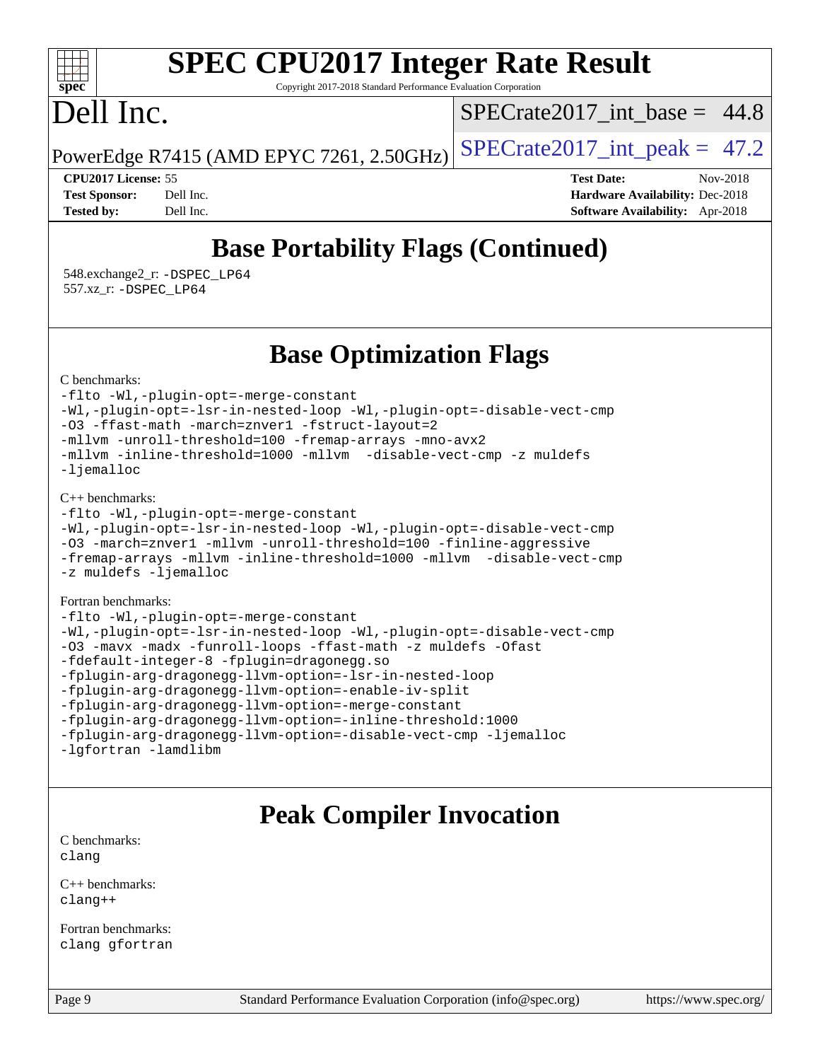# SPEC CPU2017 Integer Rate Result

Copyright 2017-2018 Standard Performance Evaluation Corporation

# Dell Inc.

PowerEdge R7415 (AMD EPYC 7261, 2.50GHz)

SPECrate2017_int_base = 44.8

SPECrate2017_int_peak = 47.2

**CPU2017 License:** 55
**Test Sponsor:** Dell Inc.
**Tested by:** Dell Inc.

**Test Date:** Nov-2018
**Hardware Availability:** Dec-2018
**Software Availability:** Apr-2018

## Base Portability Flags (Continued)

548.exchange2_r: `-DSPEC_LP64`
557.xz_r: `-DSPEC_LP64`

## Base Optimization Flags

C benchmarks:

```
-flto -Wl,-plugin-opt=-merge-constant
-Wl,-plugin-opt=-lsr-in-nested-loop -Wl,-plugin-opt=-disable-vect-cmp
-O3 -ffast-math -march=znver1 -fstruct-layout=2
-mllvm -unroll-threshold=100 -fremap-arrays -mno-avx2
-mllvm -inline-threshold=1000 -mllvm  -disable-vect-cmp -z muldefs
-ljemalloc
```

C++ benchmarks:

```
-flto -Wl,-plugin-opt=-merge-constant
-Wl,-plugin-opt=-lsr-in-nested-loop -Wl,-plugin-opt=-disable-vect-cmp
-O3 -march=znver1 -mllvm -unroll-threshold=100 -finline-aggressive
-fremap-arrays -mllvm -inline-threshold=1000 -mllvm  -disable-vect-cmp
-z muldefs -ljemalloc
```

Fortran benchmarks:

```
-flto -Wl,-plugin-opt=-merge-constant
-Wl,-plugin-opt=-lsr-in-nested-loop -Wl,-plugin-opt=-disable-vect-cmp
-O3 -mavx -madx -funroll-loops -ffast-math -z muldefs -Ofast
-fdefault-integer-8 -fplugin=dragonegg.so
-fplugin-arg-dragonegg-llvm-option=-lsr-in-nested-loop
-fplugin-arg-dragonegg-llvm-option=-enable-iv-split
-fplugin-arg-dragonegg-llvm-option=-merge-constant
-fplugin-arg-dragonegg-llvm-option=-inline-threshold:1000
-fplugin-arg-dragonegg-llvm-option=-disable-vect-cmp -ljemalloc
-lgfortran -lamdlibm
```

## Peak Compiler Invocation

C benchmarks:
`clang`

C++ benchmarks:
`clang++`

Fortran benchmarks:
`clang gfortran`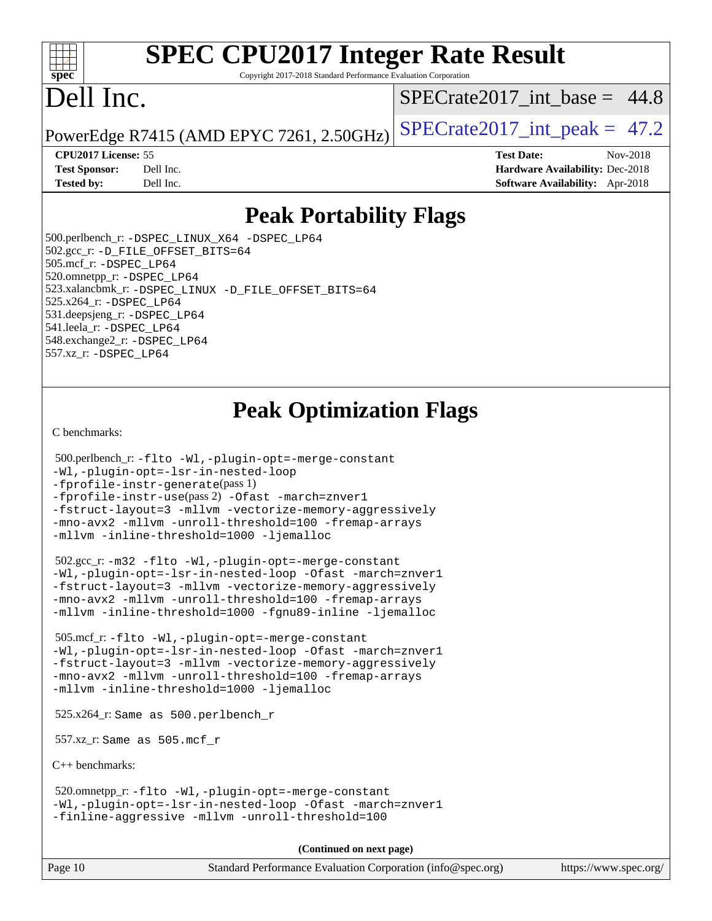# Peak Portability Flags

500.perlbench_r: -DSPEC_LINUX_X64 -DSPEC_LP64
502.gcc_r: -D_FILE_OFFSET_BITS=64
505.mcf_r: -DSPEC_LP64
520.omnetpp_r: -DSPEC_LP64
523.xalancbmk_r: -DSPEC_LINUX -D_FILE_OFFSET_BITS=64
525.x264_r: -DSPEC_LP64
531.deepsjeng_r: -DSPEC_LP64
541.leela_r: -DSPEC_LP64
548.exchange2_r: -DSPEC_LP64
557.xz_r: -DSPEC_LP64

# Peak Optimization Flags

C benchmarks:

500.perlbench_r: -flto -Wl,-plugin-opt=-merge-constant -Wl,-plugin-opt=-lsr-in-nested-loop -fprofile-instr-generate(pass 1) -fprofile-instr-use(pass 2) -Ofast -march=znver1 -fstruct-layout=3 -mllvm -vectorize-memory-aggressively -mno-avx2 -mllvm -unroll-threshold=100 -fremap-arrays -mllvm -inline-threshold=1000 -ljemalloc

502.gcc_r: -m32 -flto -Wl,-plugin-opt=-merge-constant -Wl,-plugin-opt=-lsr-in-nested-loop -Ofast -march=znver1 -fstruct-layout=3 -mllvm -vectorize-memory-aggressively -mno-avx2 -mllvm -unroll-threshold=100 -fremap-arrays -mllvm -inline-threshold=1000 -fgnu89-inline -ljemalloc

505.mcf_r: -flto -Wl,-plugin-opt=-merge-constant -Wl,-plugin-opt=-lsr-in-nested-loop -Ofast -march=znver1 -fstruct-layout=3 -mllvm -vectorize-memory-aggressively -mno-avx2 -mllvm -unroll-threshold=100 -fremap-arrays -mllvm -inline-threshold=1000 -ljemalloc

525.x264_r: Same as 500.perlbench_r

557.xz_r: Same as 505.mcf_r

C++ benchmarks:

520.omnetpp_r: -flto -Wl,-plugin-opt=-merge-constant -Wl,-plugin-opt=-lsr-in-nested-loop -Ofast -march=znver1 -finline-aggressive -mllvm -unroll-threshold=100

(Continued on next page)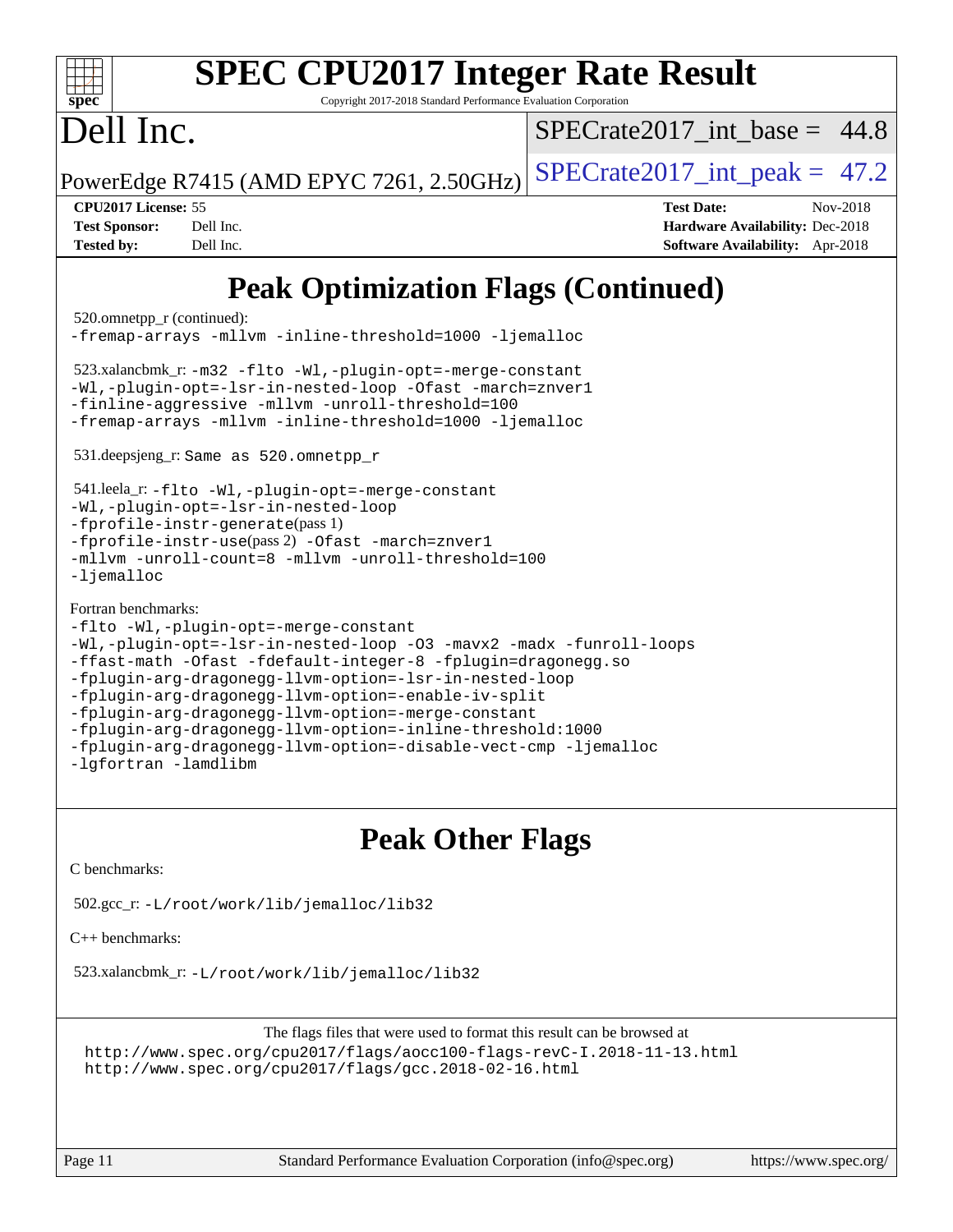# Peak Optimization Flags (Continued)

520.omnetpp_r (continued):
-fremap-arrays -mllvm -inline-threshold=1000 -ljemalloc

523.xalancbmk_r: -m32 -flto -Wl,-plugin-opt=-merge-constant
-Wl,-plugin-opt=-lsr-in-nested-loop -Ofast -march=znver1
-finline-aggressive -mllvm -unroll-threshold=100
-fremap-arrays -mllvm -inline-threshold=1000 -ljemalloc

531.deepsjeng_r: Same as 520.omnetpp_r

541.leela_r: -flto -Wl,-plugin-opt=-merge-constant
-Wl,-plugin-opt=-lsr-in-nested-loop
-fprofile-instr-generate(pass 1)
-fprofile-instr-use(pass 2) -Ofast -march=znver1
-mllvm -unroll-count=8 -mllvm -unroll-threshold=100
-ljemalloc

Fortran benchmarks:
-flto -Wl,-plugin-opt=-merge-constant
-Wl,-plugin-opt=-lsr-in-nested-loop -O3 -mavx2 -madx -funroll-loops
-ffast-math -Ofast -fdefault-integer-8 -fplugin=dragonegg.so
-fplugin-arg-dragonegg-llvm-option=-lsr-in-nested-loop
-fplugin-arg-dragonegg-llvm-option=-enable-iv-split
-fplugin-arg-dragonegg-llvm-option=-merge-constant
-fplugin-arg-dragonegg-llvm-option=-inline-threshold:1000
-fplugin-arg-dragonegg-llvm-option=-disable-vect-cmp -ljemalloc
-lgfortran -lamdlibm

# Peak Other Flags

C benchmarks:

502.gcc_r: -L/root/work/lib/jemalloc/lib32

C++ benchmarks:

523.xalancbmk_r: -L/root/work/lib/jemalloc/lib32

The flags files that were used to format this result can be browsed at
http://www.spec.org/cpu2017/flags/aocc100-flags-revC-I.2018-11-13.html
http://www.spec.org/cpu2017/flags/gcc.2018-02-16.html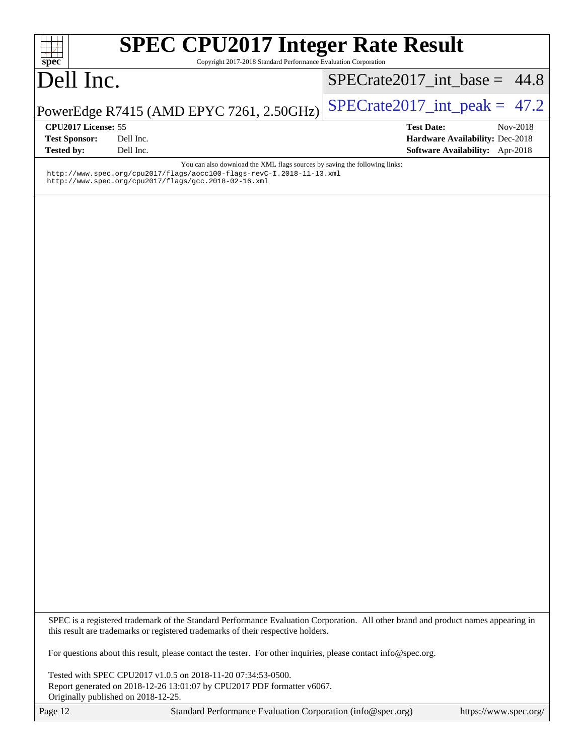You can also download the XML flags sources by saving the following links:

http://www.spec.org/cpu2017/flags/aocc100-flags-revC-I.2018-11-13.xml
http://www.spec.org/cpu2017/flags/gcc.2018-02-16.xml

SPEC is a registered trademark of the Standard Performance Evaluation Corporation. All other brand and product names appearing in this result are trademarks or registered trademarks of their respective holders.

For questions about this result, please contact the tester. For other inquiries, please contact info@spec.org.

Tested with SPEC CPU2017 v1.0.5 on 2018-11-20 07:34:53-0500.
Report generated on 2018-12-26 13:01:07 by CPU2017 PDF formatter v6067.
Originally published on 2018-12-25.